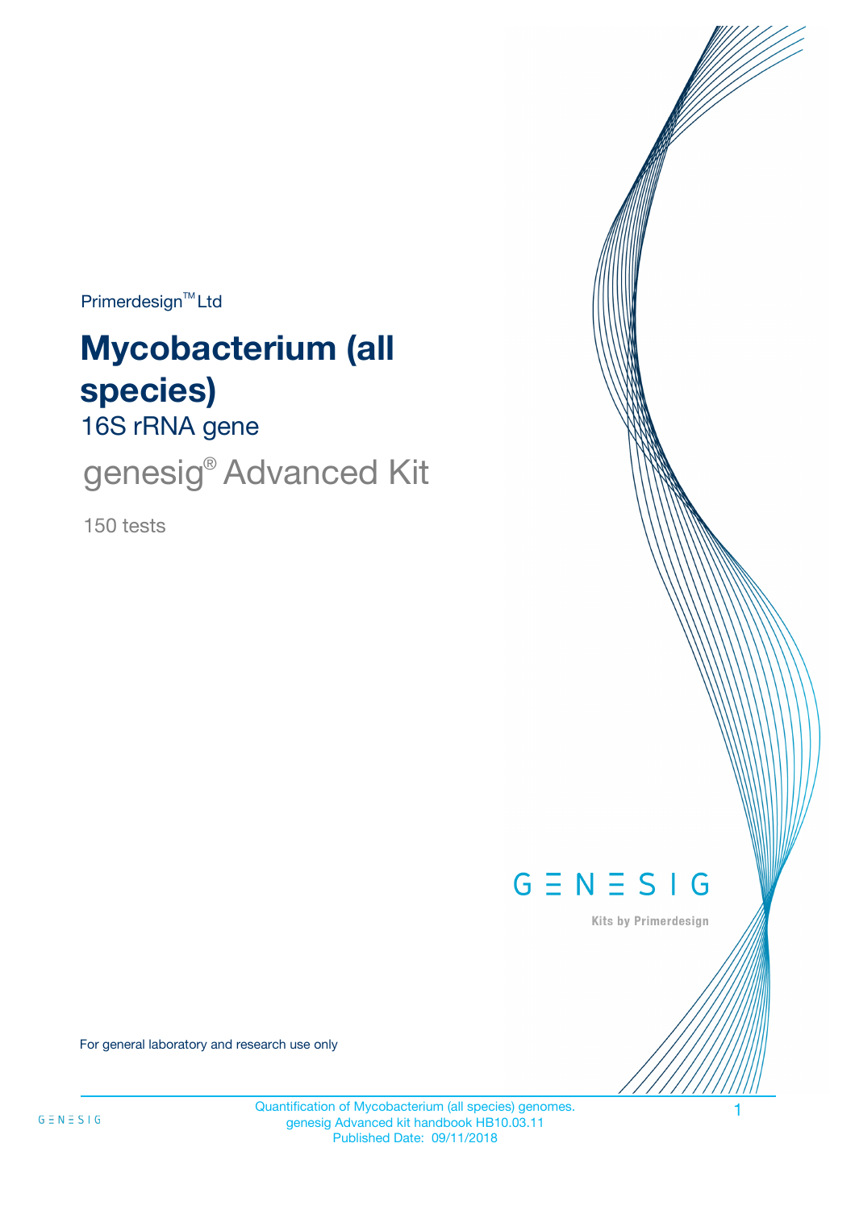Primerdesign™ Ltd

# Mycobacterium (all species)

## 16S rRNA gene

## genesig® Advanced Kit

150 tests

GENESIG

Kits by Primerdesign

For general laboratory and research use only

Quantification of Mycobacterium (all species) genomes.
genesig Advanced kit handbook HB10.03.11
Published Date: 09/11/2018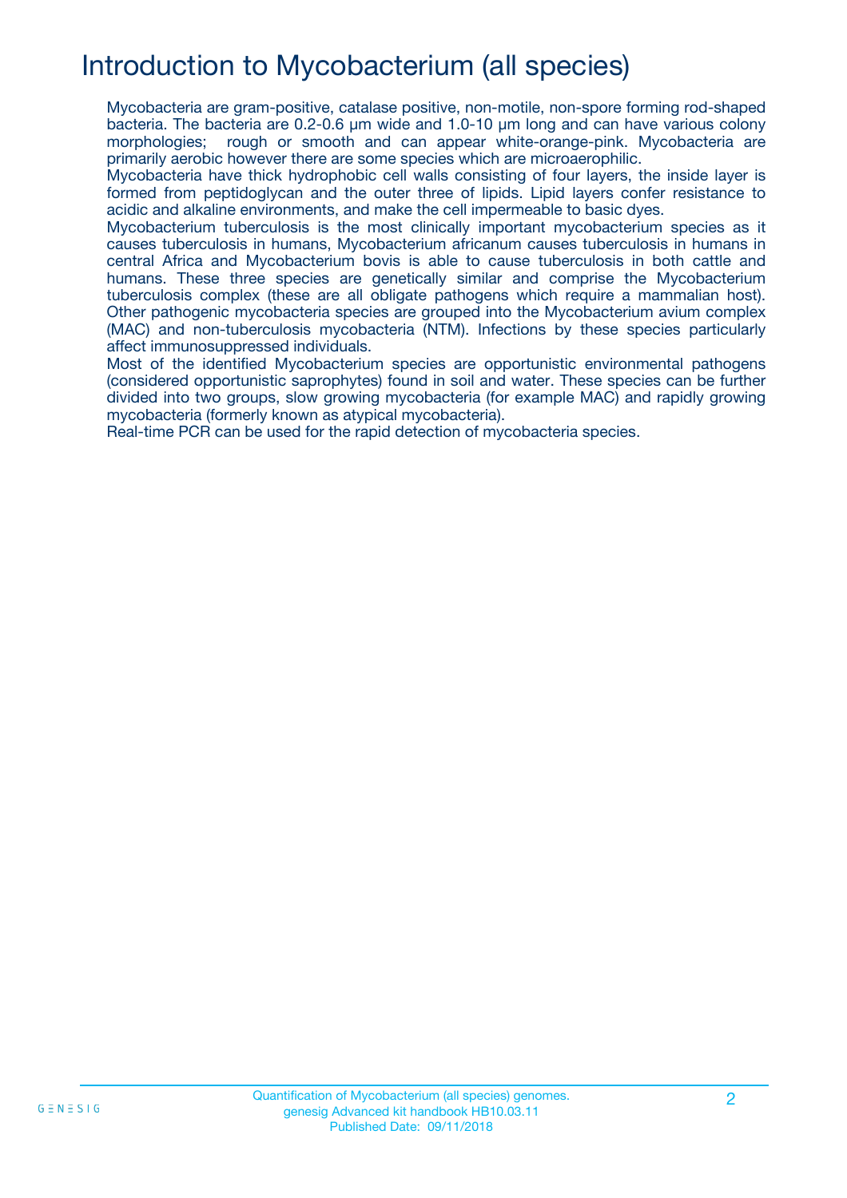# Introduction to Mycobacterium (all species)

Mycobacteria are gram-positive, catalase positive, non-motile, non-spore forming rod-shaped bacteria. The bacteria are 0.2-0.6 µm wide and 1.0-10 µm long and can have various colony morphologies; rough or smooth and can appear white-orange-pink. Mycobacteria are primarily aerobic however there are some species which are microaerophilic.

Mycobacteria have thick hydrophobic cell walls consisting of four layers, the inside layer is formed from peptidoglycan and the outer three of lipids. Lipid layers confer resistance to acidic and alkaline environments, and make the cell impermeable to basic dyes.

Mycobacterium tuberculosis is the most clinically important mycobacterium species as it causes tuberculosis in humans, Mycobacterium africanum causes tuberculosis in humans in central Africa and Mycobacterium bovis is able to cause tuberculosis in both cattle and humans. These three species are genetically similar and comprise the Mycobacterium tuberculosis complex (these are all obligate pathogens which require a mammalian host). Other pathogenic mycobacteria species are grouped into the Mycobacterium avium complex (MAC) and non-tuberculosis mycobacteria (NTM). Infections by these species particularly affect immunosuppressed individuals.

Most of the identified Mycobacterium species are opportunistic environmental pathogens (considered opportunistic saprophytes) found in soil and water. These species can be further divided into two groups, slow growing mycobacteria (for example MAC) and rapidly growing mycobacteria (formerly known as atypical mycobacteria).

Real-time PCR can be used for the rapid detection of mycobacteria species.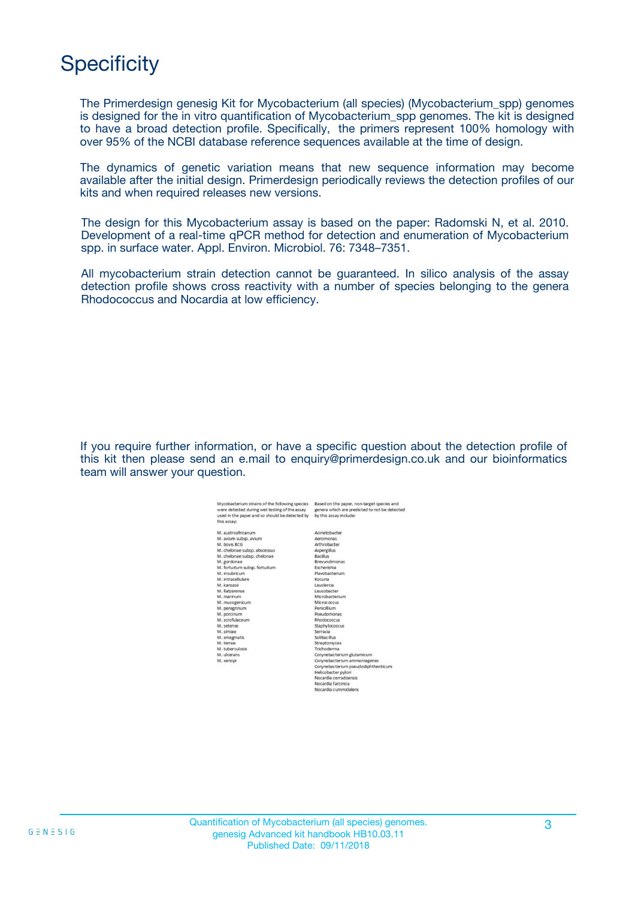# Specificity

The Primerdesign genesig Kit for Mycobacterium (all species) (Mycobacterium_spp) genomes is designed for the in vitro quantification of Mycobacterium_spp genomes. The kit is designed to have a broad detection profile. Specifically, the primers represent 100% homology with over 95% of the NCBI database reference sequences available at the time of design.

The dynamics of genetic variation means that new sequence information may become available after the initial design. Primerdesign periodically reviews the detection profiles of our kits and when required releases new versions.

The design for this Mycobacterium assay is based on the paper: Radomski N, et al. 2010. Development of a real-time qPCR method for detection and enumeration of Mycobacterium spp. in surface water. Appl. Environ. Microbiol. 76: 7348–7351.

All mycobacterium strain detection cannot be guaranteed. In silico analysis of the assay detection profile shows cross reactivity with a number of species belonging to the genera Rhodococcus and Nocardia at low efficiency.

If you require further information, or have a specific question about the detection profile of this kit then please send an e.mail to enquiry@primerdesign.co.uk and our bioinformatics team will answer your question.

| Mycobacterium strains of the following species were detected during wet testing of the assay used in the paper and so should be detected by this assay: | Based on the paper, non-target species and genera which are predicted to not be detected by this assay include: |
|---|---|
| M. austroafricanum | Acinetobacter |
| M. avium subsp. avium | Aeromonas |
| M. bovis BCG | Arthrobacter |
| M. chelonae subsp. abscessus | Aspergillus |
| M. chelonae subsp. chelonae | Bacillus |
| M. gordonae | Brevundimonas |
| M. fortuitum subsp. fortuitum | Escherishia |
| M. insubricum | Flavobacterium |
| M. intracellulare | Kocuria |
| M. kansasii | Leuclercia |
| M. llatzerense | Leucobacter |
| M. marinum | Microbacterium |
| M. mucogenicum | Micrococcus |
| M. peregrinum | Penicillium |
| M. porcinum | Pseudomonas |
| M. scrofulaceum | Rhodococcus |
| M. setense | Staphylococcus |
| M. simiae | Serracia |
| M. smegmatis | Solibacillus |
| M. terrae | Streptomyces |
| M. tuberculosis | Trichoderma |
| M. ulcerans | Corynebacterium glutamicum |
| M. xenopi | Corynebacterium ammoniagenes |
| | Corynebacterium pseudodiphtheriticum |
| | Helicobacter pylori |
| | Nocardia cerradoensis |
| | Nocardia farcinica |
| | Nocardia cummidelens |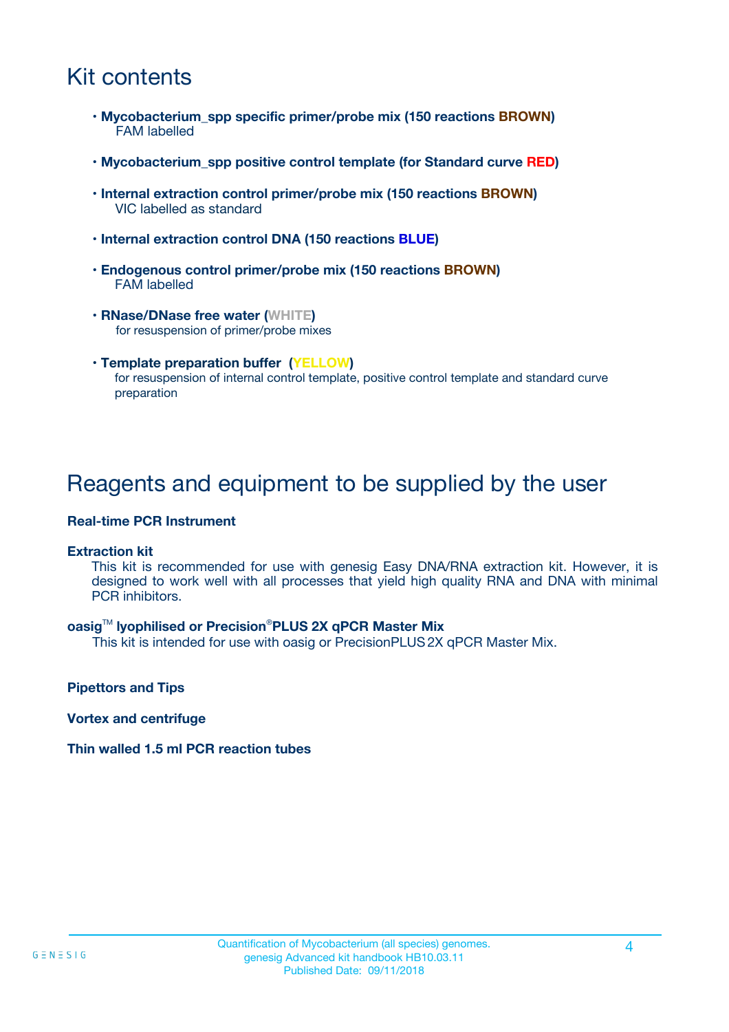## Kit contents

- **Mycobacterium_spp specific primer/probe mix (150 reactions BROWN)**
  FAM labelled
- **Mycobacterium_spp positive control template (for Standard curve RED)**
- **Internal extraction control primer/probe mix (150 reactions BROWN)**
  VIC labelled as standard
- **Internal extraction control DNA (150 reactions BLUE)**
- **Endogenous control primer/probe mix (150 reactions BROWN)**
  FAM labelled
- **RNase/DNase free water (WHITE)**
  for resuspension of primer/probe mixes
- **Template preparation buffer (YELLOW)**
  for resuspension of internal control template, positive control template and standard curve preparation

## Reagents and equipment to be supplied by the user

**Real-time PCR Instrument**

**Extraction kit**
This kit is recommended for use with genesig Easy DNA/RNA extraction kit. However, it is designed to work well with all processes that yield high quality RNA and DNA with minimal PCR inhibitors.

**oasig™ lyophilised or Precision®PLUS 2X qPCR Master Mix**
This kit is intended for use with oasig or PrecisionPLUS 2X qPCR Master Mix.

**Pipettors and Tips**

**Vortex and centrifuge**

**Thin walled 1.5 ml PCR reaction tubes**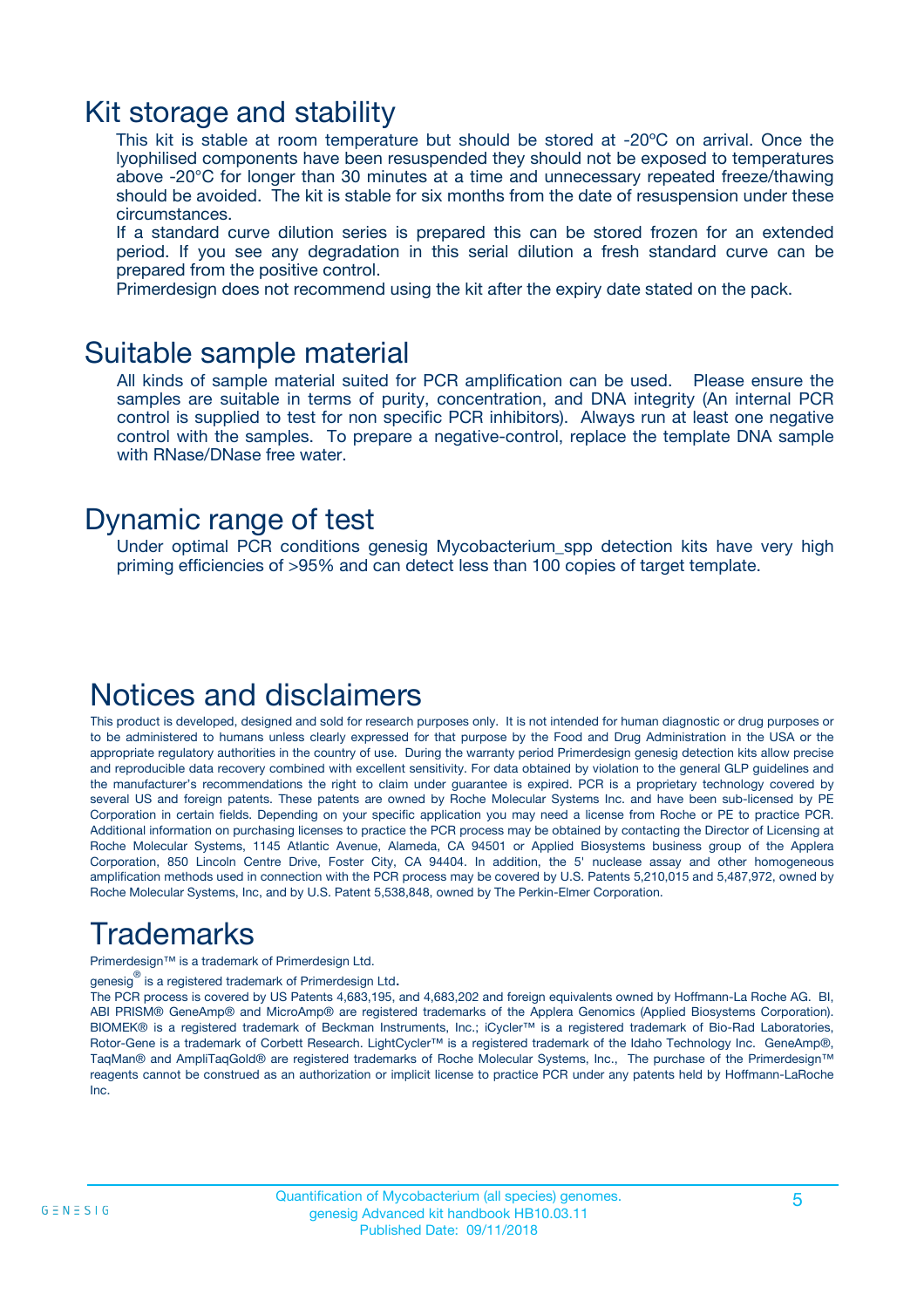## Kit storage and stability

This kit is stable at room temperature but should be stored at -20ºC on arrival. Once the lyophilised components have been resuspended they should not be exposed to temperatures above -20°C for longer than 30 minutes at a time and unnecessary repeated freeze/thawing should be avoided. The kit is stable for six months from the date of resuspension under these circumstances.

If a standard curve dilution series is prepared this can be stored frozen for an extended period. If you see any degradation in this serial dilution a fresh standard curve can be prepared from the positive control.

Primerdesign does not recommend using the kit after the expiry date stated on the pack.

## Suitable sample material

All kinds of sample material suited for PCR amplification can be used. Please ensure the samples are suitable in terms of purity, concentration, and DNA integrity (An internal PCR control is supplied to test for non specific PCR inhibitors). Always run at least one negative control with the samples. To prepare a negative-control, replace the template DNA sample with RNase/DNase free water.

## Dynamic range of test

Under optimal PCR conditions genesig Mycobacterium_spp detection kits have very high priming efficiencies of >95% and can detect less than 100 copies of target template.

## Notices and disclaimers

This product is developed, designed and sold for research purposes only. It is not intended for human diagnostic or drug purposes or to be administered to humans unless clearly expressed for that purpose by the Food and Drug Administration in the USA or the appropriate regulatory authorities in the country of use. During the warranty period Primerdesign genesig detection kits allow precise and reproducible data recovery combined with excellent sensitivity. For data obtained by violation to the general GLP guidelines and the manufacturer's recommendations the right to claim under guarantee is expired. PCR is a proprietary technology covered by several US and foreign patents. These patents are owned by Roche Molecular Systems Inc. and have been sub-licensed by PE Corporation in certain fields. Depending on your specific application you may need a license from Roche or PE to practice PCR. Additional information on purchasing licenses to practice the PCR process may be obtained by contacting the Director of Licensing at Roche Molecular Systems, 1145 Atlantic Avenue, Alameda, CA 94501 or Applied Biosystems business group of the Applera Corporation, 850 Lincoln Centre Drive, Foster City, CA 94404. In addition, the 5' nuclease assay and other homogeneous amplification methods used in connection with the PCR process may be covered by U.S. Patents 5,210,015 and 5,487,972, owned by Roche Molecular Systems, Inc, and by U.S. Patent 5,538,848, owned by The Perkin-Elmer Corporation.

## Trademarks

Primerdesign™ is a trademark of Primerdesign Ltd.

genesig® is a registered trademark of Primerdesign Ltd.

The PCR process is covered by US Patents 4,683,195, and 4,683,202 and foreign equivalents owned by Hoffmann-La Roche AG. BI, ABI PRISM® GeneAmp® and MicroAmp® are registered trademarks of the Applera Genomics (Applied Biosystems Corporation). BIOMEK® is a registered trademark of Beckman Instruments, Inc.; iCycler™ is a registered trademark of Bio-Rad Laboratories, Rotor-Gene is a trademark of Corbett Research. LightCycler™ is a registered trademark of the Idaho Technology Inc. GeneAmp®, TaqMan® and AmpliTaqGold® are registered trademarks of Roche Molecular Systems, Inc., The purchase of the Primerdesign™ reagents cannot be construed as an authorization or implicit license to practice PCR under any patents held by Hoffmann-LaRoche Inc.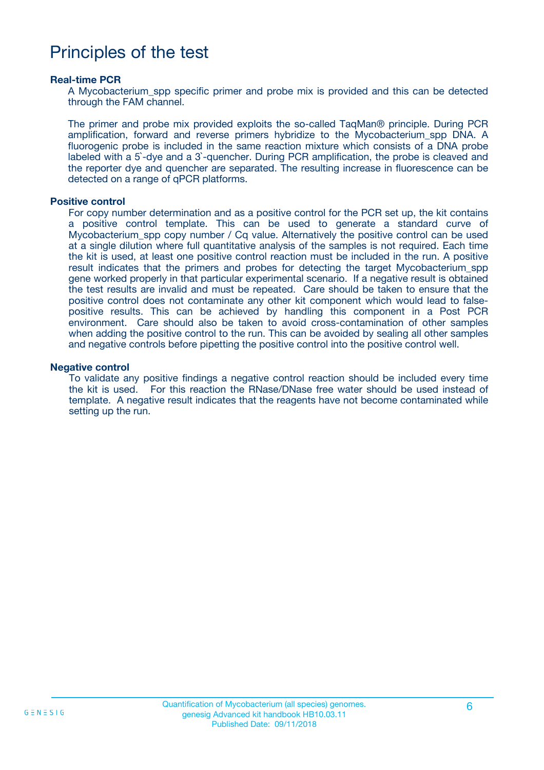# Principles of the test

**Real-time PCR**

A Mycobacterium_spp specific primer and probe mix is provided and this can be detected through the FAM channel.

The primer and probe mix provided exploits the so-called TaqMan® principle. During PCR amplification, forward and reverse primers hybridize to the Mycobacterium_spp DNA. A fluorogenic probe is included in the same reaction mixture which consists of a DNA probe labeled with a 5`-dye and a 3`-quencher. During PCR amplification, the probe is cleaved and the reporter dye and quencher are separated. The resulting increase in fluorescence can be detected on a range of qPCR platforms.

**Positive control**

For copy number determination and as a positive control for the PCR set up, the kit contains a positive control template. This can be used to generate a standard curve of Mycobacterium_spp copy number / Cq value. Alternatively the positive control can be used at a single dilution where full quantitative analysis of the samples is not required. Each time the kit is used, at least one positive control reaction must be included in the run. A positive result indicates that the primers and probes for detecting the target Mycobacterium_spp gene worked properly in that particular experimental scenario. If a negative result is obtained the test results are invalid and must be repeated. Care should be taken to ensure that the positive control does not contaminate any other kit component which would lead to false-positive results. This can be achieved by handling this component in a Post PCR environment. Care should also be taken to avoid cross-contamination of other samples when adding the positive control to the run. This can be avoided by sealing all other samples and negative controls before pipetting the positive control into the positive control well.

**Negative control**

To validate any positive findings a negative control reaction should be included every time the kit is used. For this reaction the RNase/DNase free water should be used instead of template. A negative result indicates that the reagents have not become contaminated while setting up the run.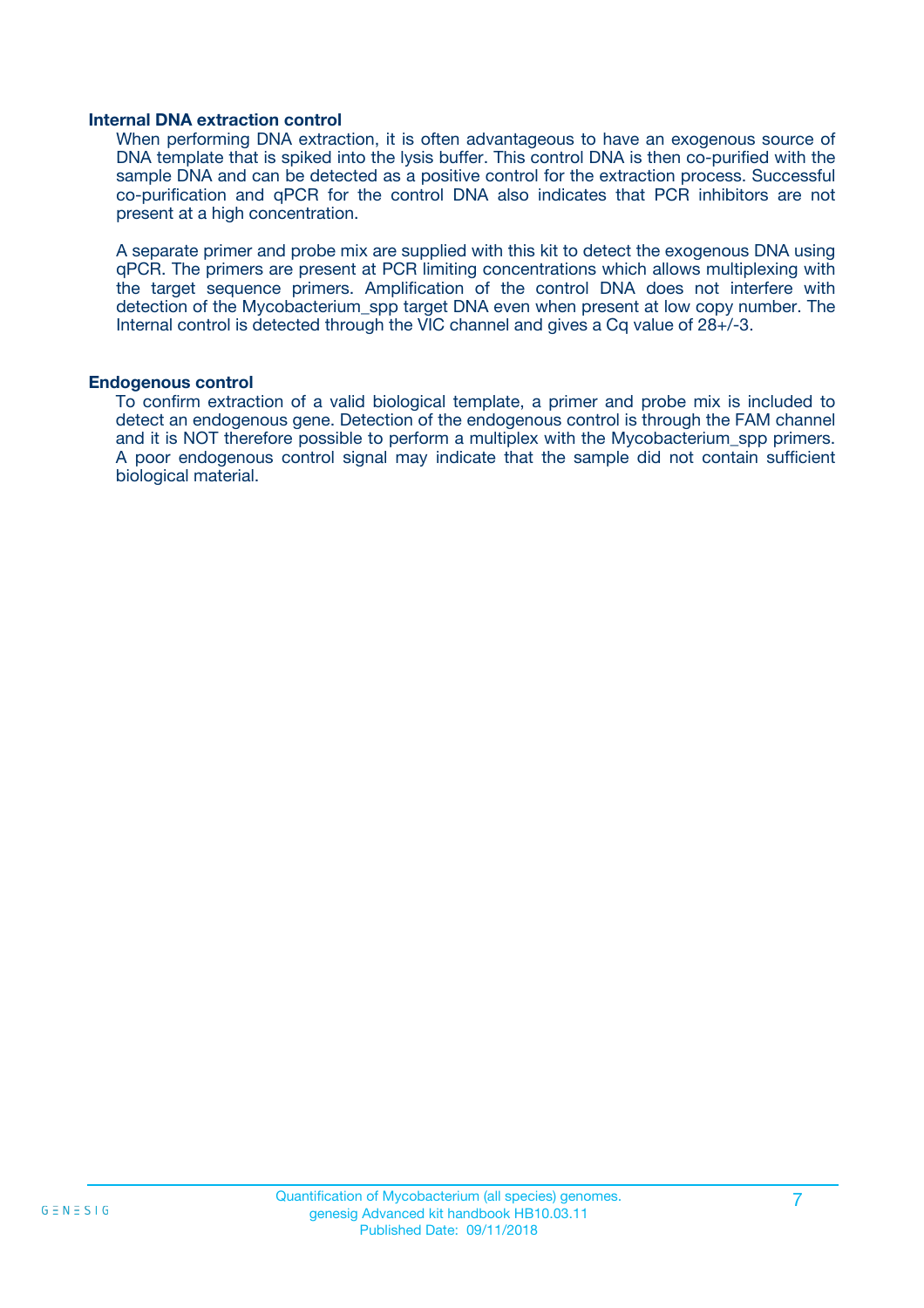### Internal DNA extraction control

When performing DNA extraction, it is often advantageous to have an exogenous source of DNA template that is spiked into the lysis buffer. This control DNA is then co-purified with the sample DNA and can be detected as a positive control for the extraction process. Successful co-purification and qPCR for the control DNA also indicates that PCR inhibitors are not present at a high concentration.

A separate primer and probe mix are supplied with this kit to detect the exogenous DNA using qPCR. The primers are present at PCR limiting concentrations which allows multiplexing with the target sequence primers. Amplification of the control DNA does not interfere with detection of the Mycobacterium_spp target DNA even when present at low copy number. The Internal control is detected through the VIC channel and gives a Cq value of 28+/-3.

### Endogenous control

To confirm extraction of a valid biological template, a primer and probe mix is included to detect an endogenous gene. Detection of the endogenous control is through the FAM channel and it is NOT therefore possible to perform a multiplex with the Mycobacterium_spp primers. A poor endogenous control signal may indicate that the sample did not contain sufficient biological material.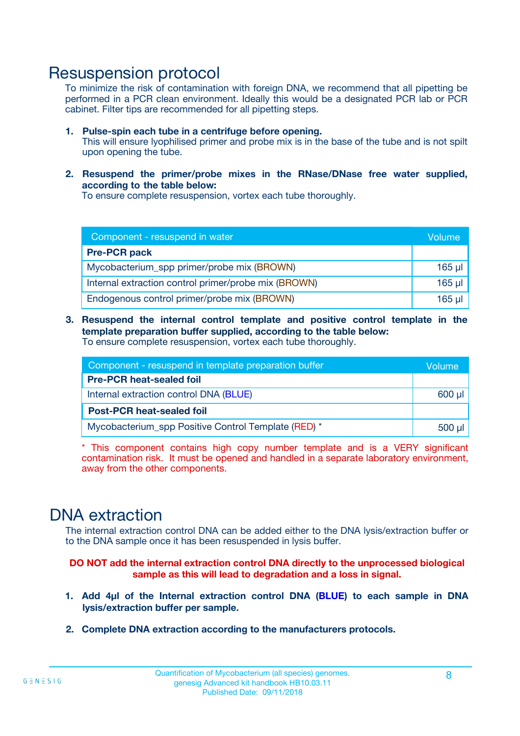# Resuspension protocol

To minimize the risk of contamination with foreign DNA, we recommend that all pipetting be performed in a PCR clean environment. Ideally this would be a designated PCR lab or PCR cabinet. Filter tips are recommended for all pipetting steps.

1. **Pulse-spin each tube in a centrifuge before opening.**
   This will ensure lyophilised primer and probe mix is in the base of the tube and is not spilt upon opening the tube.

2. **Resuspend the primer/probe mixes in the RNase/DNase free water supplied, according to the table below:**
   To ensure complete resuspension, vortex each tube thoroughly.

| Component - resuspend in water | Volume |
|---|---|
| **Pre-PCR pack** | |
| Mycobacterium_spp primer/probe mix (BROWN) | 165 µl |
| Internal extraction control primer/probe mix (BROWN) | 165 µl |
| Endogenous control primer/probe mix (BROWN) | 165 µl |

3. **Resuspend the internal control template and positive control template in the template preparation buffer supplied, according to the table below:**
   To ensure complete resuspension, vortex each tube thoroughly.

| Component - resuspend in template preparation buffer | Volume |
|---|---|
| **Pre-PCR heat-sealed foil** | |
| Internal extraction control DNA (BLUE) | 600 µl |
| **Post-PCR heat-sealed foil** | |
| Mycobacterium_spp Positive Control Template (RED) * | 500 µl |

* This component contains high copy number template and is a VERY significant contamination risk. It must be opened and handled in a separate laboratory environment, away from the other components.

# DNA extraction

The internal extraction control DNA can be added either to the DNA lysis/extraction buffer or to the DNA sample once it has been resuspended in lysis buffer.

**DO NOT add the internal extraction control DNA directly to the unprocessed biological sample as this will lead to degradation and a loss in signal.**

1. **Add 4µl of the Internal extraction control DNA (BLUE) to each sample in DNA lysis/extraction buffer per sample.**

2. **Complete DNA extraction according to the manufacturers protocols.**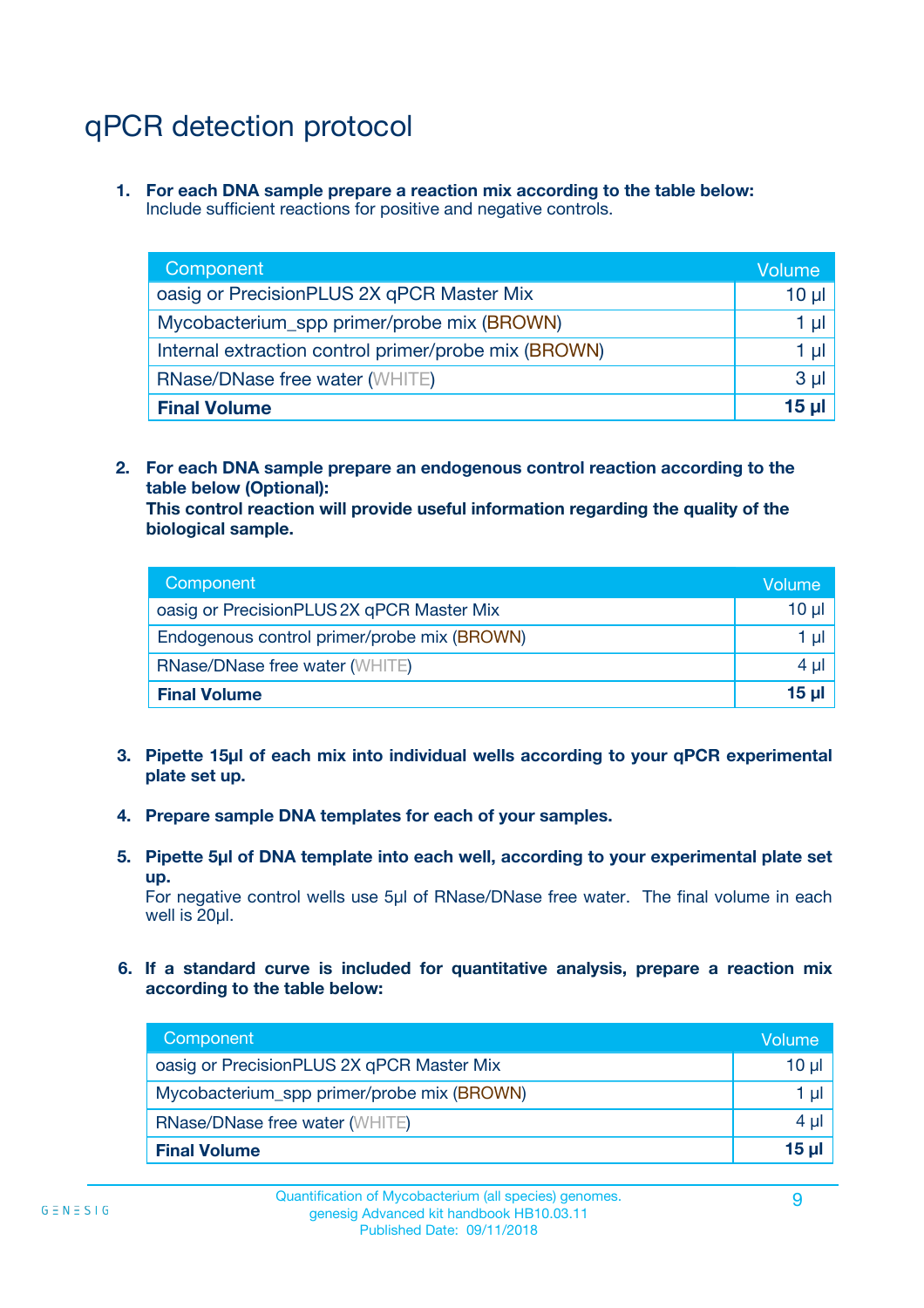# qPCR detection protocol

1. **For each DNA sample prepare a reaction mix according to the table below:**
   Include sufficient reactions for positive and negative controls.

| Component | Volume |
|---|---|
| oasig or PrecisionPLUS 2X qPCR Master Mix | 10 µl |
| Mycobacterium_spp primer/probe mix (BROWN) | 1 µl |
| Internal extraction control primer/probe mix (BROWN) | 1 µl |
| RNase/DNase free water (WHITE) | 3 µl |
| **Final Volume** | **15 µl** |

2. **For each DNA sample prepare an endogenous control reaction according to the table below (Optional):**
   **This control reaction will provide useful information regarding the quality of the biological sample.**

| Component | Volume |
|---|---|
| oasig or PrecisionPLUS 2X qPCR Master Mix | 10 µl |
| Endogenous control primer/probe mix (BROWN) | 1 µl |
| RNase/DNase free water (WHITE) | 4 µl |
| **Final Volume** | **15 µl** |

3. **Pipette 15µl of each mix into individual wells according to your qPCR experimental plate set up.**

4. **Prepare sample DNA templates for each of your samples.**

5. **Pipette 5µl of DNA template into each well, according to your experimental plate set up.**
   For negative control wells use 5µl of RNase/DNase free water. The final volume in each well is 20µl.

6. **If a standard curve is included for quantitative analysis, prepare a reaction mix according to the table below:**

| Component | Volume |
|---|---|
| oasig or PrecisionPLUS 2X qPCR Master Mix | 10 µl |
| Mycobacterium_spp primer/probe mix (BROWN) | 1 µl |
| RNase/DNase free water (WHITE) | 4 µl |
| **Final Volume** | **15 µl** |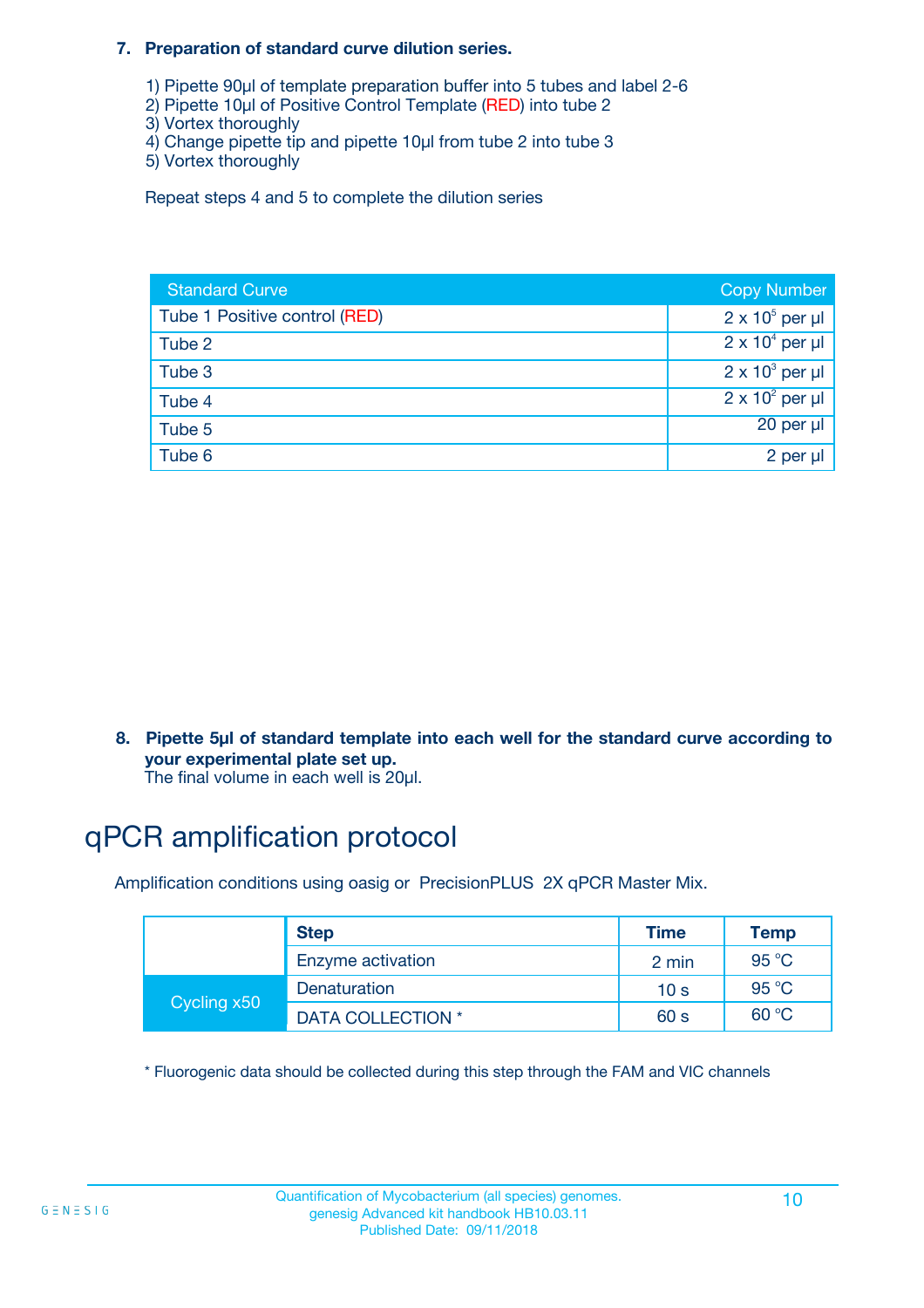**7. Preparation of standard curve dilution series.**

1) Pipette 90µl of template preparation buffer into 5 tubes and label 2-6
2) Pipette 10µl of Positive Control Template (RED) into tube 2
3) Vortex thoroughly
4) Change pipette tip and pipette 10µl from tube 2 into tube 3
5) Vortex thoroughly

Repeat steps 4 and 5 to complete the dilution series

| Standard Curve | Copy Number |
|---|---|
| Tube 1 Positive control (RED) | $2 \times 10^5$ per µl |
| Tube 2 | $2 \times 10^4$ per µl |
| Tube 3 | $2 \times 10^3$ per µl |
| Tube 4 | $2 \times 10^2$ per µl |
| Tube 5 | 20 per µl |
| Tube 6 | 2 per µl |

**8. Pipette 5µl of standard template into each well for the standard curve according to your experimental plate set up.**
The final volume in each well is 20µl.

# qPCR amplification protocol

Amplification conditions using oasig or PrecisionPLUS 2X qPCR Master Mix.

| | Step | Time | Temp |
|---|---|---|---|
| | Enzyme activation | 2 min | 95 °C |
| Cycling x50 | Denaturation | 10 s | 95 °C |
| | DATA COLLECTION * | 60 s | 60 °C |

* Fluorogenic data should be collected during this step through the FAM and VIC channels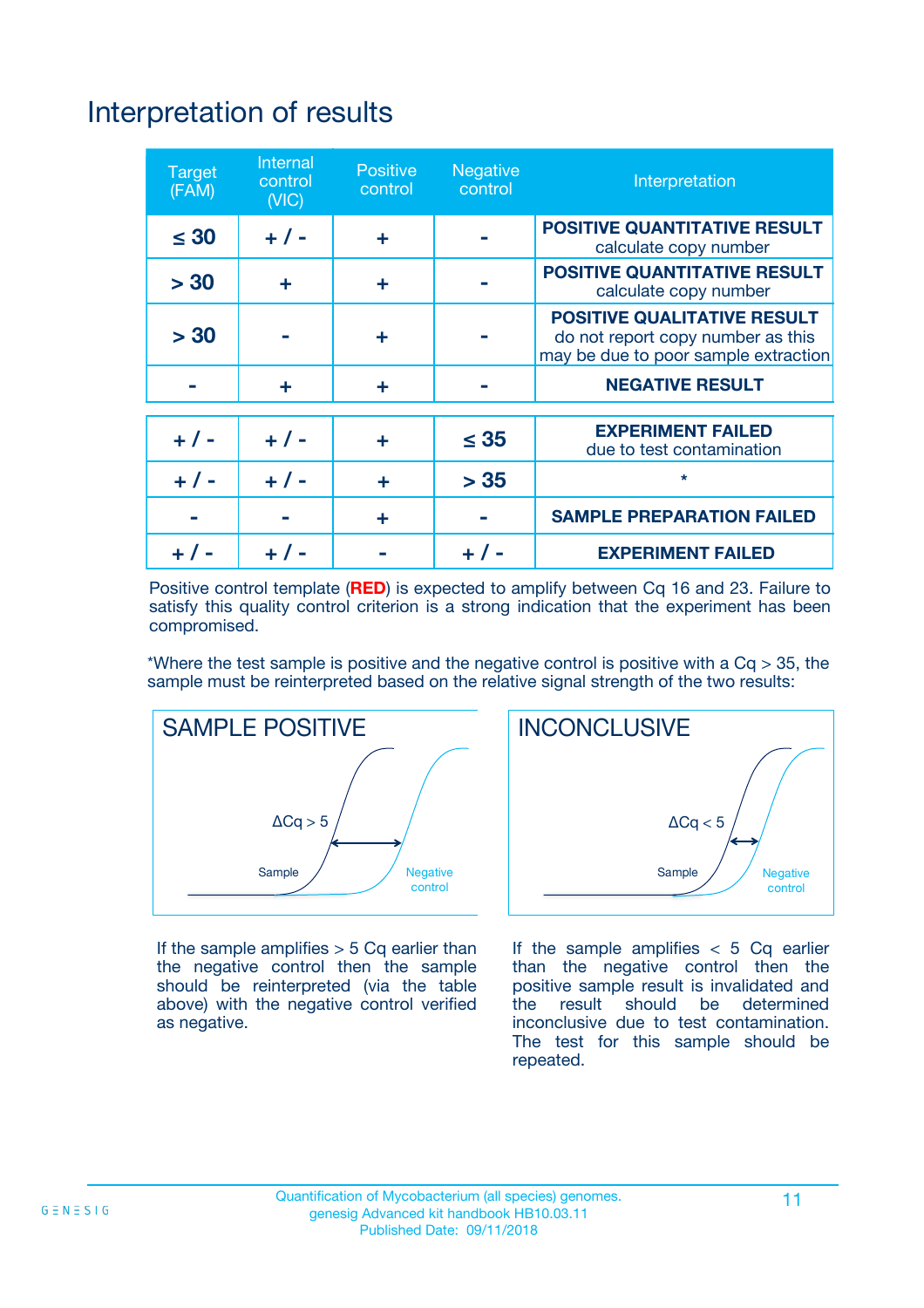# Interpretation of results

| Target (FAM) | Internal control (VIC) | Positive control | Negative control | Interpretation |
|---|---|---|---|---|
| ≤ 30 | + / - | + | - | **POSITIVE QUANTITATIVE RESULT** calculate copy number |
| > 30 | + | + | - | **POSITIVE QUANTITATIVE RESULT** calculate copy number |
| > 30 | - | + | - | **POSITIVE QUALITATIVE RESULT** do not report copy number as this may be due to poor sample extraction |
| - | + | + | - | **NEGATIVE RESULT** |
| + / - | + / - | + | ≤ 35 | **EXPERIMENT FAILED** due to test contamination |
| + / - | + / - | + | > 35 | * |
| - | - | + | - | **SAMPLE PREPARATION FAILED** |
| + / - | + / - | - | + / - | **EXPERIMENT FAILED** |

Positive control template (**RED**) is expected to amplify between Cq 16 and 23. Failure to satisfy this quality control criterion is a strong indication that the experiment has been compromised.

*Where the test sample is positive and the negative control is positive with a Cq > 35, the sample must be reinterpreted based on the relative signal strength of the two results:

**SAMPLE POSITIVE**

ΔCq > 5

Sample

Negative control

If the sample amplifies > 5 Cq earlier than the negative control then the sample should be reinterpreted (via the table above) with the negative control verified as negative.

**INCONCLUSIVE**

ΔCq < 5

Sample

Negative control

If the sample amplifies < 5 Cq earlier than the negative control then the positive sample result is invalidated and the result should be determined inconclusive due to test contamination. The test for this sample should be repeated.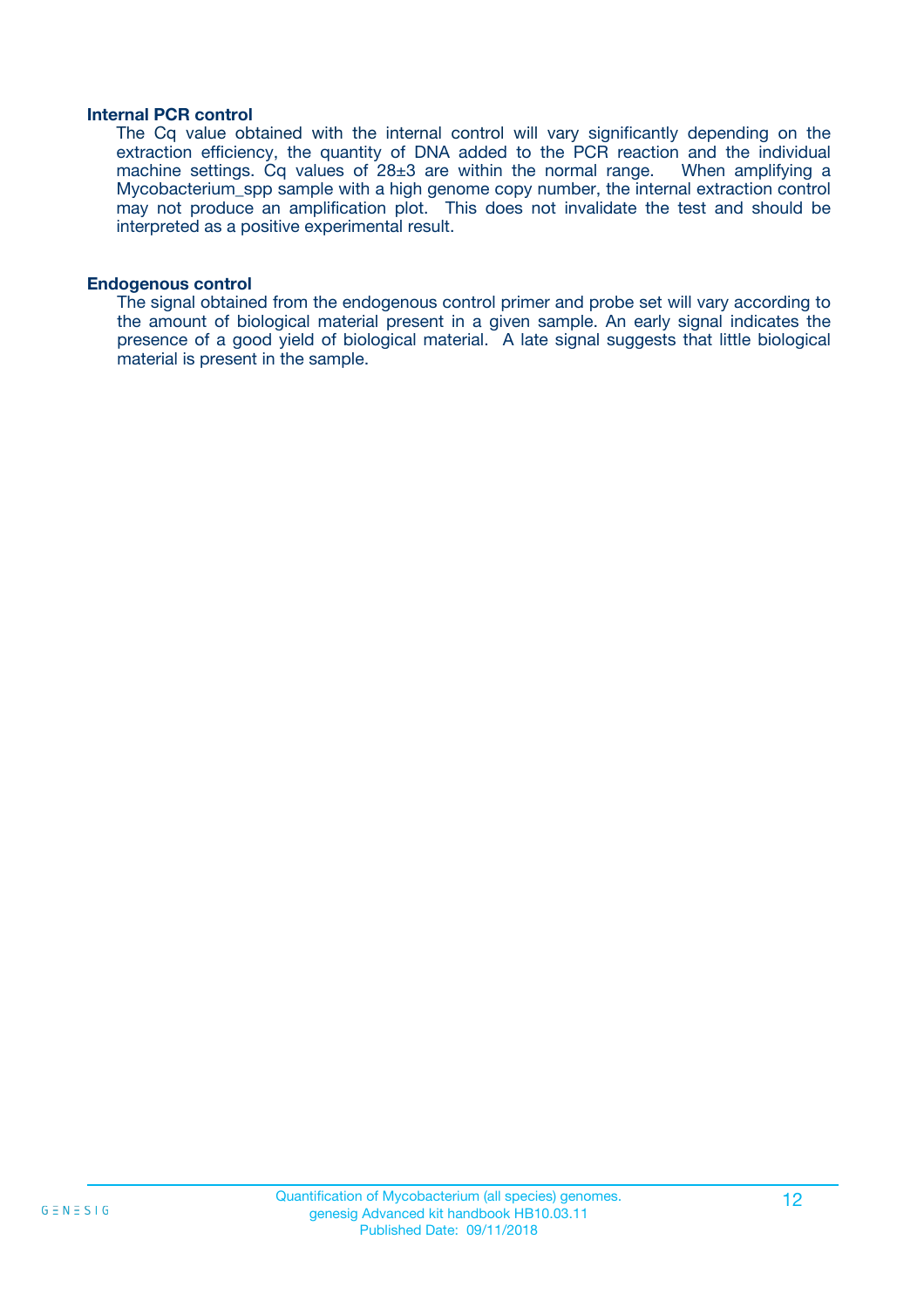### Internal PCR control

The Cq value obtained with the internal control will vary significantly depending on the extraction efficiency, the quantity of DNA added to the PCR reaction and the individual machine settings. Cq values of 28±3 are within the normal range. When amplifying a Mycobacterium_spp sample with a high genome copy number, the internal extraction control may not produce an amplification plot. This does not invalidate the test and should be interpreted as a positive experimental result.

### Endogenous control

The signal obtained from the endogenous control primer and probe set will vary according to the amount of biological material present in a given sample. An early signal indicates the presence of a good yield of biological material. A late signal suggests that little biological material is present in the sample.